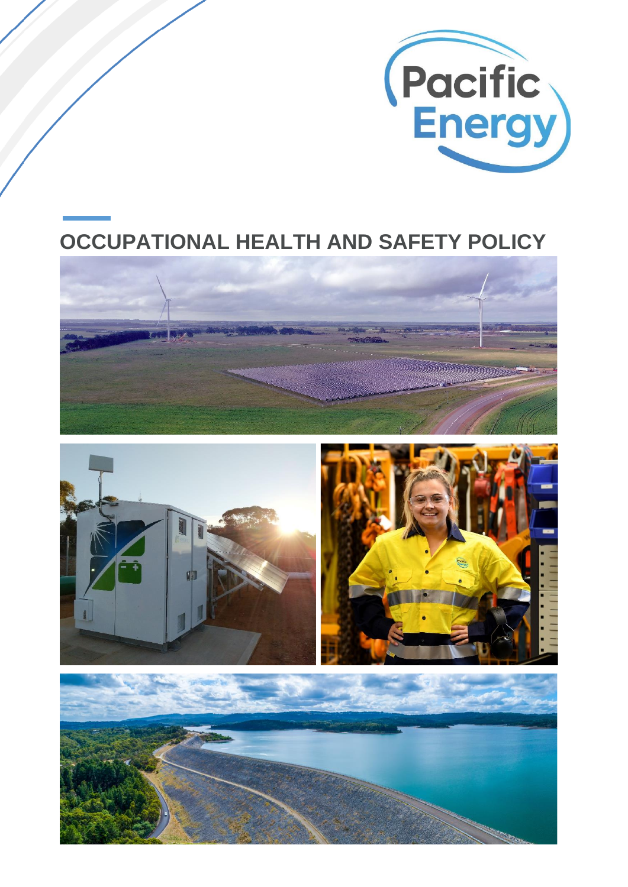# OCCUPATIONAL HEALTH AND SAFETY POLICY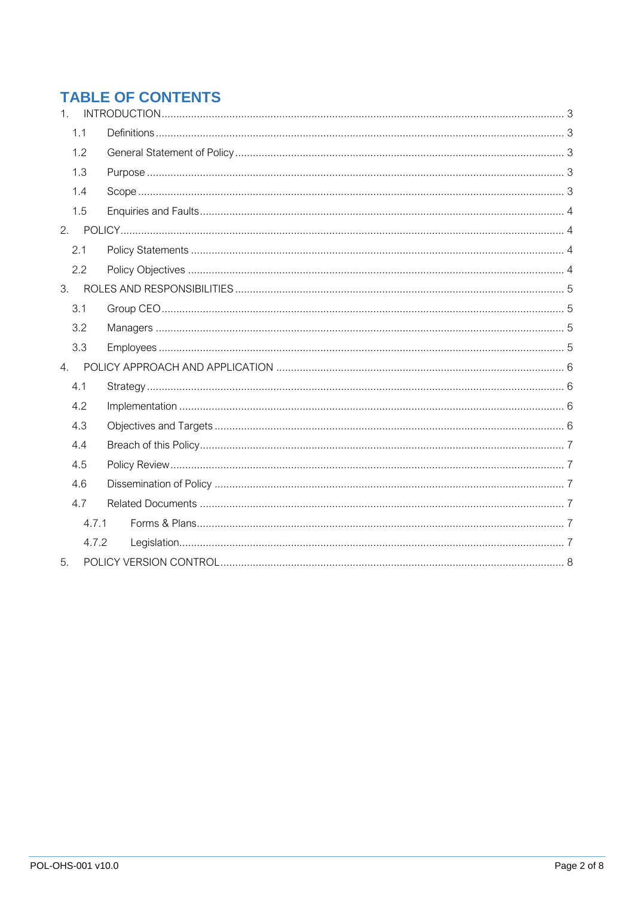# TABLE OF CONTENTS

1. INTRODUCTION ........ 3
   - 1.1 Definitions ........ 3
   - 1.2 General Statement of Policy ........ 3
   - 1.3 Purpose ........ 3
   - 1.4 Scope ........ 3
   - 1.5 Enquiries and Faults ........ 4
2. POLICY ........ 4
   - 2.1 Policy Statements ........ 4
   - 2.2 Policy Objectives ........ 4
3. ROLES AND RESPONSIBILITIES ........ 5
   - 3.1 Group CEO ........ 5
   - 3.2 Managers ........ 5
   - 3.3 Employees ........ 5
4. POLICY APPROACH AND APPLICATION ........ 6
   - 4.1 Strategy ........ 6
   - 4.2 Implementation ........ 6
   - 4.3 Objectives and Targets ........ 6
   - 4.4 Breach of this Policy ........ 7
   - 4.5 Policy Review ........ 7
   - 4.6 Dissemination of Policy ........ 7
   - 4.7 Related Documents ........ 7
     - 4.7.1 Forms & Plans ........ 7
     - 4.7.2 Legislation ........ 7
5. POLICY VERSION CONTROL ........ 8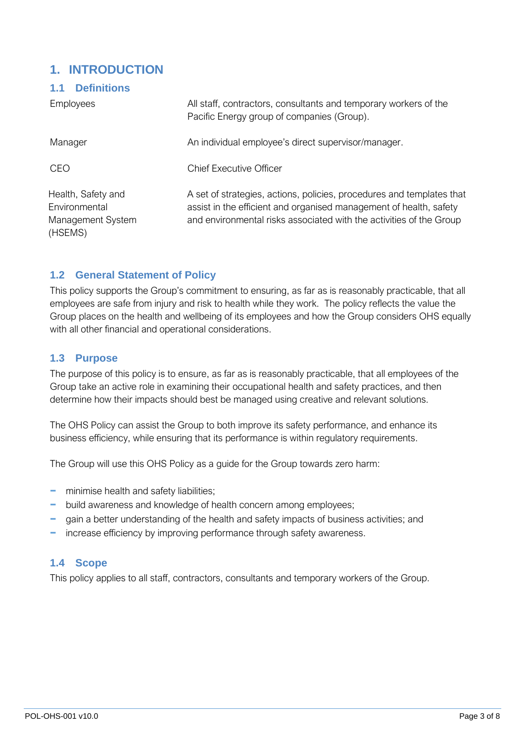# 1. INTRODUCTION

## 1.1 Definitions

| | |
|---|---|
| Employees | All staff, contractors, consultants and temporary workers of the Pacific Energy group of companies (Group). |
| Manager | An individual employee's direct supervisor/manager. |
| CEO | Chief Executive Officer |
| Health, Safety and Environmental Management System (HSEMS) | A set of strategies, actions, policies, procedures and templates that assist in the efficient and organised management of health, safety and environmental risks associated with the activities of the Group |

## 1.2 General Statement of Policy

This policy supports the Group's commitment to ensuring, as far as is reasonably practicable, that all employees are safe from injury and risk to health while they work. The policy reflects the value the Group places on the health and wellbeing of its employees and how the Group considers OHS equally with all other financial and operational considerations.

## 1.3 Purpose

The purpose of this policy is to ensure, as far as is reasonably practicable, that all employees of the Group take an active role in examining their occupational health and safety practices, and then determine how their impacts should best be managed using creative and relevant solutions.

The OHS Policy can assist the Group to both improve its safety performance, and enhance its business efficiency, while ensuring that its performance is within regulatory requirements.

The Group will use this OHS Policy as a guide for the Group towards zero harm:

- minimise health and safety liabilities;
- build awareness and knowledge of health concern among employees;
- gain a better understanding of the health and safety impacts of business activities; and
- increase efficiency by improving performance through safety awareness.

## 1.4 Scope

This policy applies to all staff, contractors, consultants and temporary workers of the Group.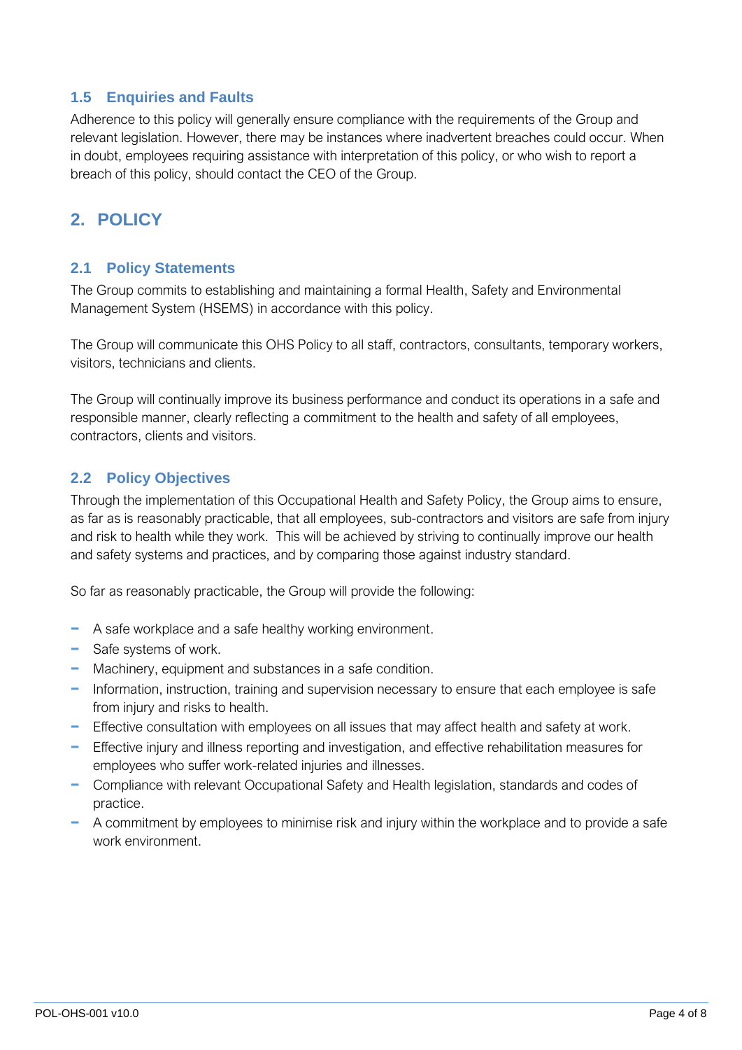### 1.5 Enquiries and Faults

Adherence to this policy will generally ensure compliance with the requirements of the Group and relevant legislation. However, there may be instances where inadvertent breaches could occur. When in doubt, employees requiring assistance with interpretation of this policy, or who wish to report a breach of this policy, should contact the CEO of the Group.

## 2. POLICY

### 2.1 Policy Statements

The Group commits to establishing and maintaining a formal Health, Safety and Environmental Management System (HSEMS) in accordance with this policy.

The Group will communicate this OHS Policy to all staff, contractors, consultants, temporary workers, visitors, technicians and clients.

The Group will continually improve its business performance and conduct its operations in a safe and responsible manner, clearly reflecting a commitment to the health and safety of all employees, contractors, clients and visitors.

### 2.2 Policy Objectives

Through the implementation of this Occupational Health and Safety Policy, the Group aims to ensure, as far as is reasonably practicable, that all employees, sub-contractors and visitors are safe from injury and risk to health while they work. This will be achieved by striving to continually improve our health and safety systems and practices, and by comparing those against industry standard.

So far as reasonably practicable, the Group will provide the following:

- A safe workplace and a safe healthy working environment.
- Safe systems of work.
- Machinery, equipment and substances in a safe condition.
- Information, instruction, training and supervision necessary to ensure that each employee is safe from injury and risks to health.
- Effective consultation with employees on all issues that may affect health and safety at work.
- Effective injury and illness reporting and investigation, and effective rehabilitation measures for employees who suffer work-related injuries and illnesses.
- Compliance with relevant Occupational Safety and Health legislation, standards and codes of practice.
- A commitment by employees to minimise risk and injury within the workplace and to provide a safe work environment.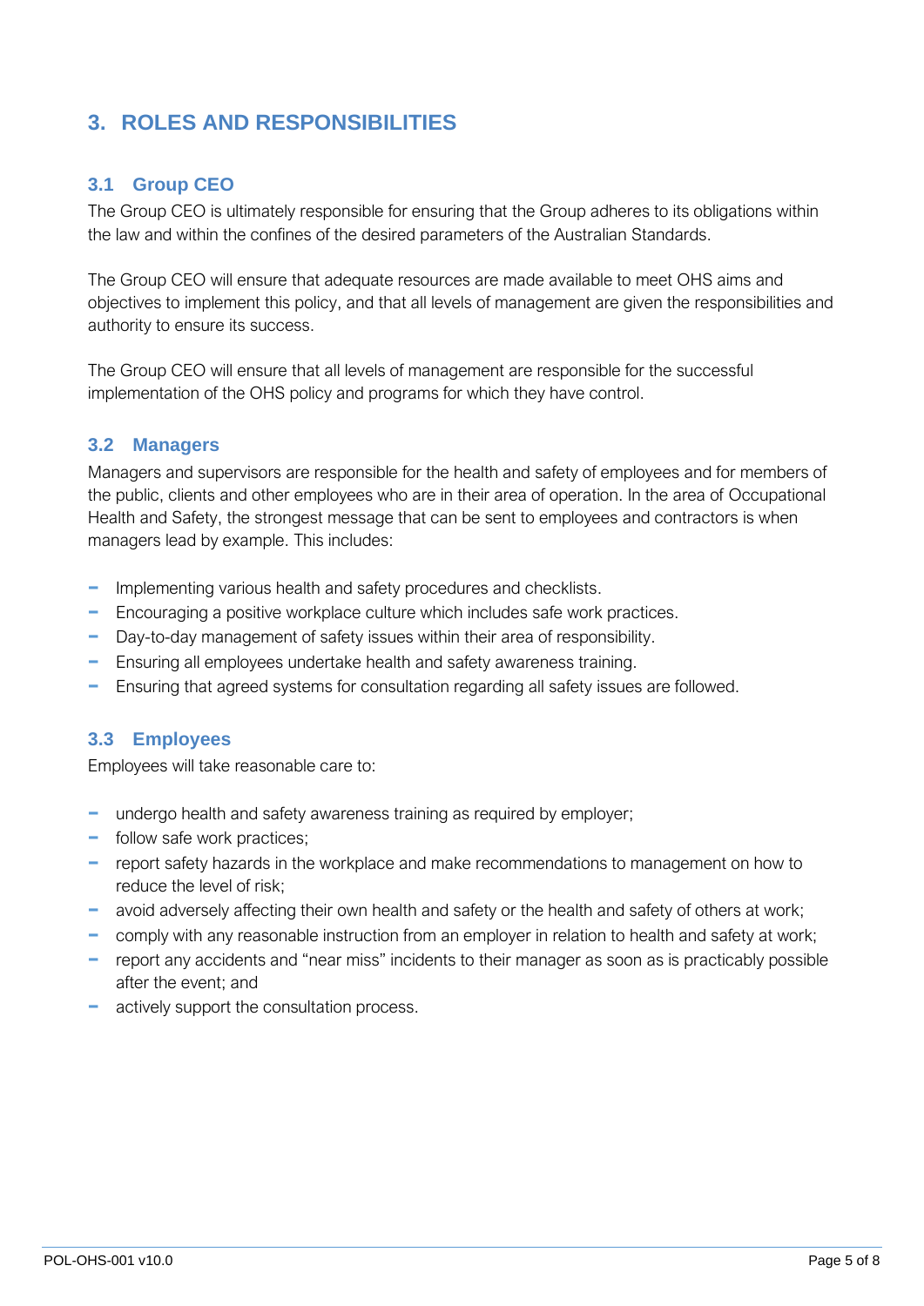# 3. ROLES AND RESPONSIBILITIES

## 3.1 Group CEO

The Group CEO is ultimately responsible for ensuring that the Group adheres to its obligations within the law and within the confines of the desired parameters of the Australian Standards.

The Group CEO will ensure that adequate resources are made available to meet OHS aims and objectives to implement this policy, and that all levels of management are given the responsibilities and authority to ensure its success.

The Group CEO will ensure that all levels of management are responsible for the successful implementation of the OHS policy and programs for which they have control.

## 3.2 Managers

Managers and supervisors are responsible for the health and safety of employees and for members of the public, clients and other employees who are in their area of operation. In the area of Occupational Health and Safety, the strongest message that can be sent to employees and contractors is when managers lead by example. This includes:

- Implementing various health and safety procedures and checklists.
- Encouraging a positive workplace culture which includes safe work practices.
- Day-to-day management of safety issues within their area of responsibility.
- Ensuring all employees undertake health and safety awareness training.
- Ensuring that agreed systems for consultation regarding all safety issues are followed.

## 3.3 Employees

Employees will take reasonable care to:

- undergo health and safety awareness training as required by employer;
- follow safe work practices;
- report safety hazards in the workplace and make recommendations to management on how to reduce the level of risk;
- avoid adversely affecting their own health and safety or the health and safety of others at work;
- comply with any reasonable instruction from an employer in relation to health and safety at work;
- report any accidents and "near miss" incidents to their manager as soon as is practicably possible after the event; and
- actively support the consultation process.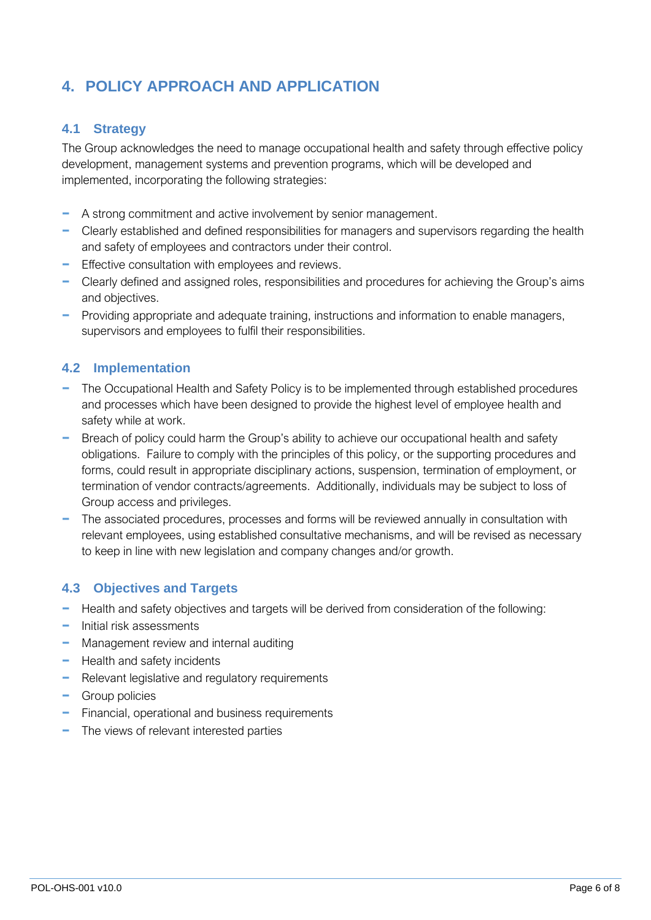# 4. POLICY APPROACH AND APPLICATION

## 4.1 Strategy

The Group acknowledges the need to manage occupational health and safety through effective policy development, management systems and prevention programs, which will be developed and implemented, incorporating the following strategies:

- A strong commitment and active involvement by senior management.
- Clearly established and defined responsibilities for managers and supervisors regarding the health and safety of employees and contractors under their control.
- Effective consultation with employees and reviews.
- Clearly defined and assigned roles, responsibilities and procedures for achieving the Group's aims and objectives.
- Providing appropriate and adequate training, instructions and information to enable managers, supervisors and employees to fulfil their responsibilities.

## 4.2 Implementation

- The Occupational Health and Safety Policy is to be implemented through established procedures and processes which have been designed to provide the highest level of employee health and safety while at work.
- Breach of policy could harm the Group's ability to achieve our occupational health and safety obligations. Failure to comply with the principles of this policy, or the supporting procedures and forms, could result in appropriate disciplinary actions, suspension, termination of employment, or termination of vendor contracts/agreements. Additionally, individuals may be subject to loss of Group access and privileges.
- The associated procedures, processes and forms will be reviewed annually in consultation with relevant employees, using established consultative mechanisms, and will be revised as necessary to keep in line with new legislation and company changes and/or growth.

## 4.3 Objectives and Targets

- Health and safety objectives and targets will be derived from consideration of the following:
- Initial risk assessments
- Management review and internal auditing
- Health and safety incidents
- Relevant legislative and regulatory requirements
- Group policies
- Financial, operational and business requirements
- The views of relevant interested parties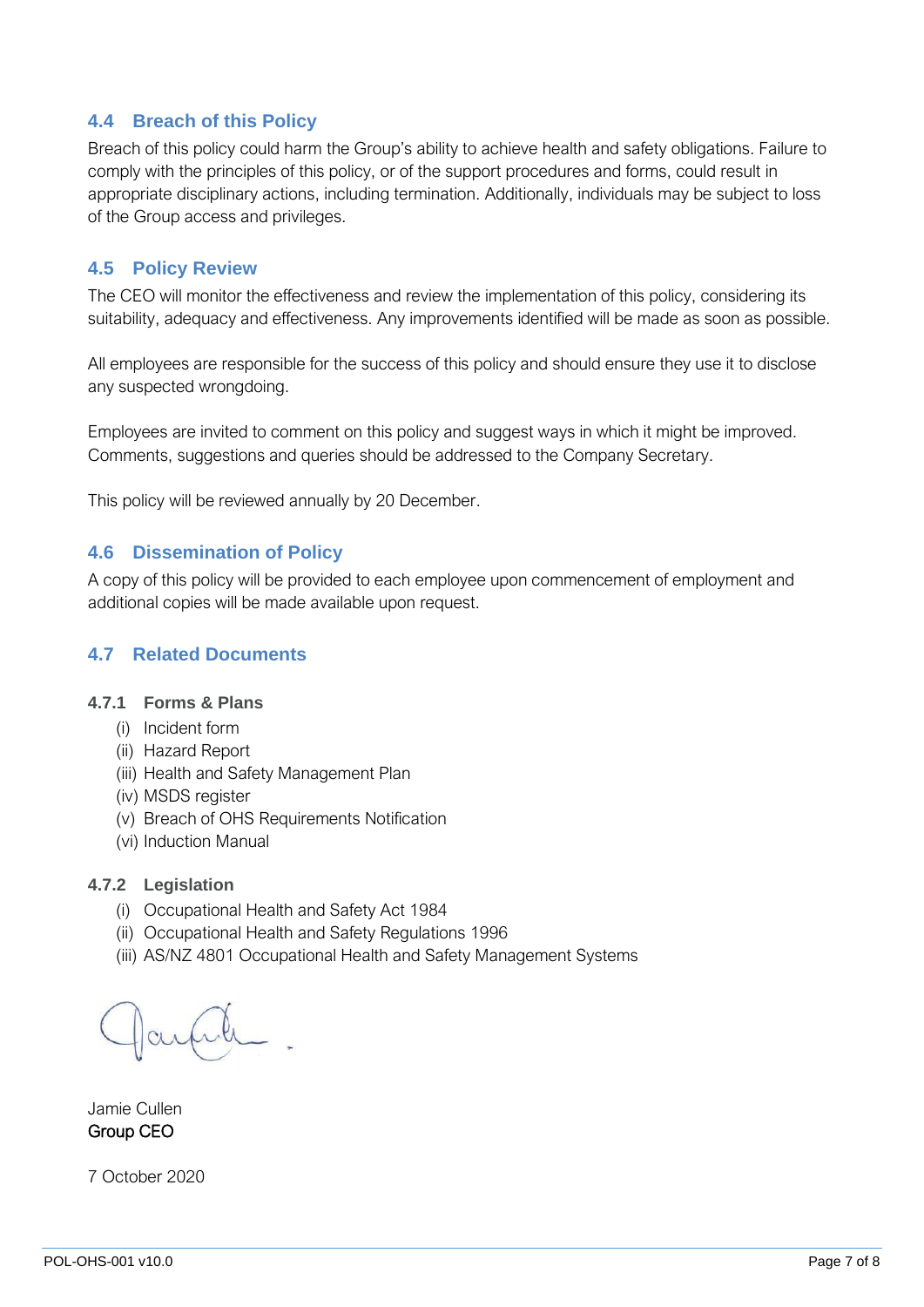## 4.4 Breach of this Policy

Breach of this policy could harm the Group's ability to achieve health and safety obligations. Failure to comply with the principles of this policy, or of the support procedures and forms, could result in appropriate disciplinary actions, including termination. Additionally, individuals may be subject to loss of the Group access and privileges.

## 4.5 Policy Review

The CEO will monitor the effectiveness and review the implementation of this policy, considering its suitability, adequacy and effectiveness. Any improvements identified will be made as soon as possible.

All employees are responsible for the success of this policy and should ensure they use it to disclose any suspected wrongdoing.

Employees are invited to comment on this policy and suggest ways in which it might be improved. Comments, suggestions and queries should be addressed to the Company Secretary.

This policy will be reviewed annually by 20 December.

## 4.6 Dissemination of Policy

A copy of this policy will be provided to each employee upon commencement of employment and additional copies will be made available upon request.

## 4.7 Related Documents

### 4.7.1 Forms & Plans

- (i) Incident form
- (ii) Hazard Report
- (iii) Health and Safety Management Plan
- (iv) MSDS register
- (v) Breach of OHS Requirements Notification
- (vi) Induction Manual

### 4.7.2 Legislation

- (i) Occupational Health and Safety Act 1984
- (ii) Occupational Health and Safety Regulations 1996
- (iii) AS/NZ 4801 Occupational Health and Safety Management Systems

Jamie Cullen
Group CEO

7 October 2020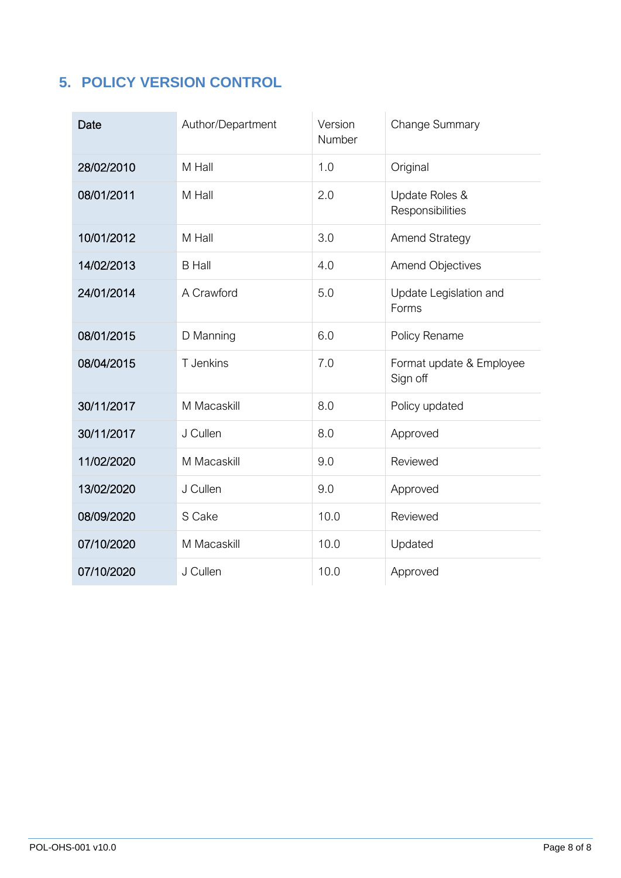## 5. POLICY VERSION CONTROL

| Date | Author/Department | Version Number | Change Summary |
|---|---|---|---|
| 28/02/2010 | M Hall | 1.0 | Original |
| 08/01/2011 | M Hall | 2.0 | Update Roles & Responsibilities |
| 10/01/2012 | M Hall | 3.0 | Amend Strategy |
| 14/02/2013 | B Hall | 4.0 | Amend Objectives |
| 24/01/2014 | A Crawford | 5.0 | Update Legislation and Forms |
| 08/01/2015 | D Manning | 6.0 | Policy Rename |
| 08/04/2015 | T Jenkins | 7.0 | Format update & Employee Sign off |
| 30/11/2017 | M Macaskill | 8.0 | Policy updated |
| 30/11/2017 | J Cullen | 8.0 | Approved |
| 11/02/2020 | M Macaskill | 9.0 | Reviewed |
| 13/02/2020 | J Cullen | 9.0 | Approved |
| 08/09/2020 | S Cake | 10.0 | Reviewed |
| 07/10/2020 | M Macaskill | 10.0 | Updated |
| 07/10/2020 | J Cullen | 10.0 | Approved |